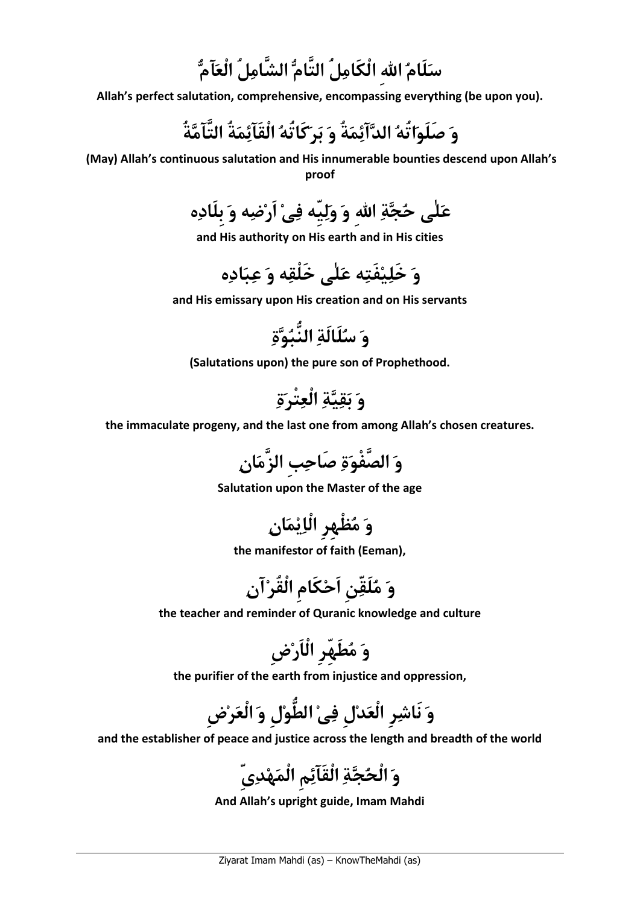**سَلَامُ اللهِ الْكَامِلُ التَّامُّ الشَّامِلُ الْعَآمُّ**

**Allah's perfect salutation, comprehensive, encompassing everything (be upon you).**

**وَ صَلَوَاتُهُ الدَّآئِمَةُ وَ بَرَكَاتُهُ الْقَآئِمَةُ التَّآمَّةُ**

**(May) Allah's continuous salutation and His innumerable bounties descend upon Allah's proof**

**عَلٰى حُجَّةِ اللهِ وَ وَلِيِّه فِيْ اَرْضِه وَ بِلَادِه**

**and His authority on His earth and in His cities**

**وَ خَلِيْفَتِه عَلٰى خَلْقِه وَ عِبَادِه**

**and His emissary upon His creation and on His servants**

**وَ سُلَالَةِ النُّبُوَّةِ**

**(Salutations upon) the pure son of Prophethood.**

**وَ بَقِيَّةِ الْعِتْرَةِ**

**the immaculate progeny, and the last one from among Allah's chosen creatures.**

**وَ الصَّفْوَةِ صَاحِبِ الزَّمَانِ**

**Salutation upon the Master of the age**

**وَ مُظْهِرِ الْاِيْمَانِ**

**the manifestor of faith (Eeman),**

**وَ مُلَقِّنِ اَحْكَامِ الْقُرْآنِ**

**the teacher and reminder of Quranic knowledge and culture**

**وَ مُطَهِّرِ الْاَرْضِ**

**the purifier of the earth from injustice and oppression,**

**وَ نَاشِرِ الْعَدْلِ فِيْ الطُّوْلِ وَ الْعَرْضِ**

**and the establisher of peace and justice across the length and breadth of the world**

**وَ الْحُجَّةِ الْقَآئِمِ الْمَهْدِيِّ**

**And Allah's upright guide, Imam Mahdi**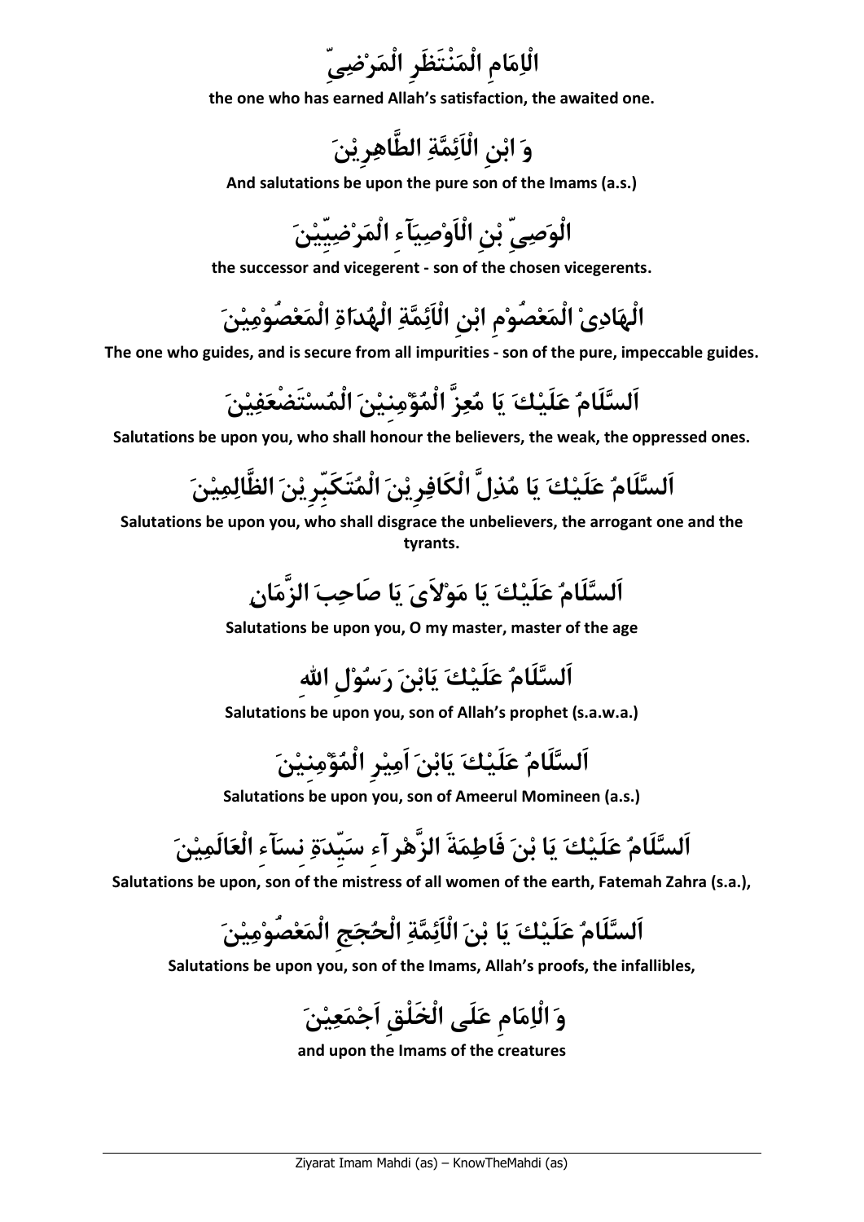**الْاِمَامِ الْمَنْتَظَرِ الْمَرْضِيّ**

**the one who has earned Allah's satisfaction, the awaited one.**

**وَ ابْنِ الْاَئِمَّةِ الطَّاهِرِيْنَ**

**And salutations be upon the pure son of the Imams (a.s.)**

**الْوَصِيِّ بْنِ الْاَوْصِيَآءِ الْمَرْضِيِّيْنَ**

**the successor and vicegerent - son of the chosen vicegerents.**

**الْهَادِيْ الْمَعْصُوْمِ ابْنِ الْاَئِمَّةِ الْهُدَاةِ الْمَعْصُوْمِيْنَ**

**The one who guides, and is secure from all impurities - son of the pure, impeccable guides.**

**اَلسَّلَامُ عَلَيْكَ يَا مُعِزَّ الْمُؤْمِنِيْنَ الْمُسْتَضْعَفِيْنَ**

**Salutations be upon you, who shall honour the believers, the weak, the oppressed ones.**

**اَلسَّلَامُ عَلَيْكَ يَا مُذِلَّ الْكَافِرِيْنَ الْمُتَكَبِّرِيْنَ الظَّالِمِيْنَ**

**Salutations be upon you, who shall disgrace the unbelievers, the arrogant one and the tyrants.**

**اَلسَّلَامُ عَلَيْكَ يَا مَوْلاَىَ يَا صَاحِبَ الزَّمَانِ**

**Salutations be upon you, O my master, master of the age**

**اَلسَّلَامُ عَلَيْكَ يَابْنَ رَسُوْلِ اللهِ**

**Salutations be upon you, son of Allah's prophet (s.a.w.a.)**

**اَلسَّلَامُ عَلَيْكَ يَابْنَ اَمِيْرِ الْمُؤْمِنِيْنَ**

**Salutations be upon you, son of Ameerul Momineen (a.s.)**

**اَلسَّلَامُ عَلَيْكَ يَا بْنَ فَاطِمَةَ الزَّهْرآءِ سَيِّدَةِ نِسآءِ الْعَالَمِيْنَ**

**Salutations be upon, son of the mistress of all women of the earth, Fatemah Zahra (s.a.),**

**اَلسَّلَامُ عَلَيْكَ يَا بْنَ الْاَئِمَّةِ الْحُجَجِ الْمَعْصُوْمِيْنَ**

**Salutations be upon you, son of the Imams, Allah's proofs, the infallibles,**

**وَ الْاِمَامِ عَلَى الْخَلْقِ اَجْمَعِيْنَ**

**and upon the Imams of the creatures**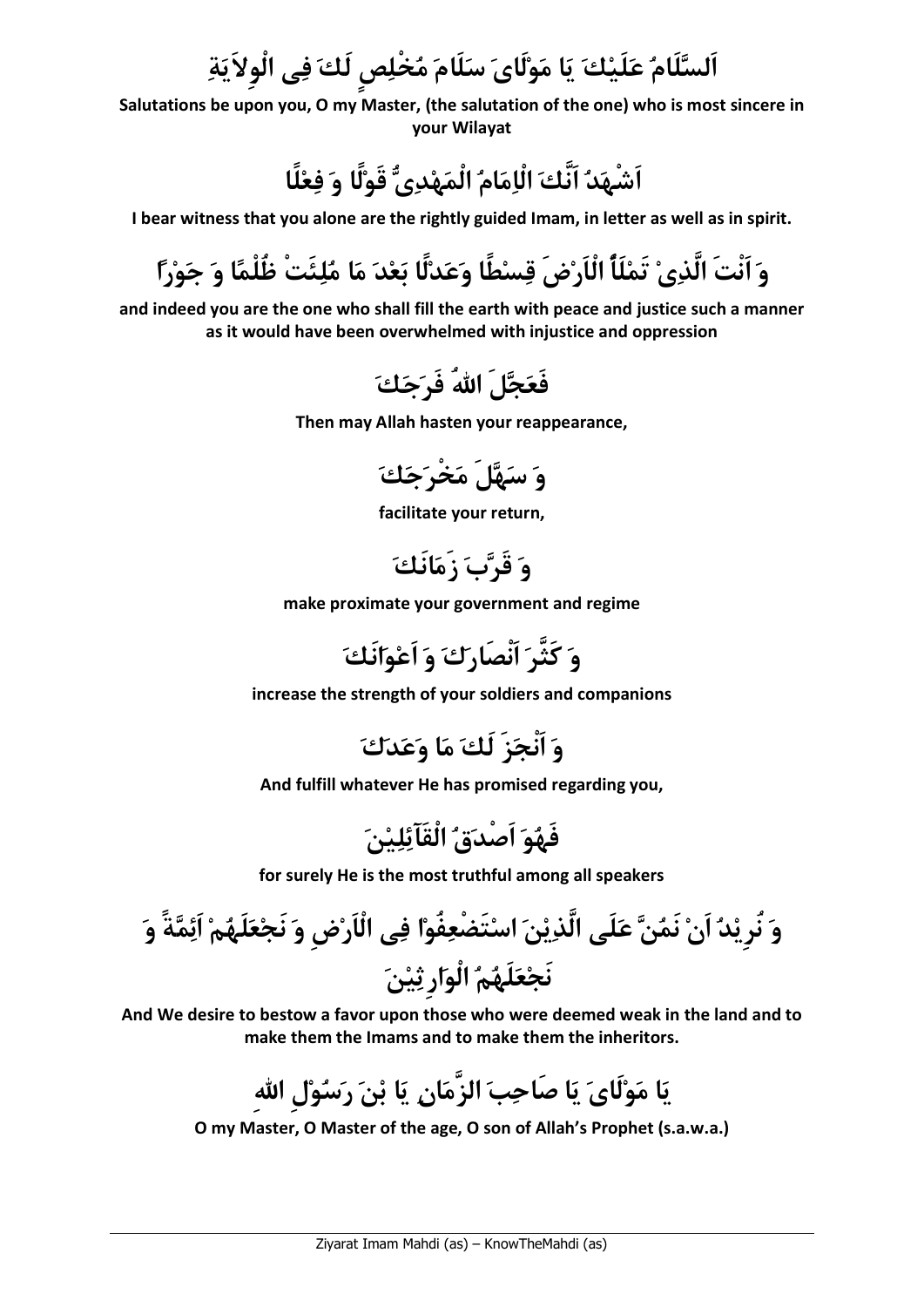اَلسَّلَامُ عَلَيْكَ يَا مَوْلَایَ سَلَامَ مُخْلِصٍ لَكَ فِی الْوِلاَيَةِ

**Salutations be upon you, O my Master, (the salutation of the one) who is most sincere in your Wilayat**

اَشْهَدُ اَنَّكَ الْاِمَامُ الْمَهْدِیُّ قَوْلًا وَ فِعْلًا

**I bear witness that you alone are the rightly guided Imam, in letter as well as in spirit.**

وَ اَنْتَ الَّذِیْ تَمْلَأُ الْاَرْضَ قِسْطًا وَعَدْلًا بَعْدَ مَا مُلِئَتْ ظُلْمًا وَ جَوْراً

**and indeed you are the one who shall fill the earth with peace and justice such a manner as it would have been overwhelmed with injustice and oppression**

فَعَجَّلَ اللهُ فَرَجَكَ

**Then may Allah hasten your reappearance,**

وَ سَهَّلَ مَخْرَجَكَ

**facilitate your return,**

وَ قَرَّبَ زَمَانَكَ

**make proximate your government and regime**

وَ كَثَّرَ اَنْصَارَكَ وَ اَعْوَانَكَ

**increase the strength of your soldiers and companions**

وَ اَنْجَزَ لَكَ مَا وَعَدَكَ

**And fulfill whatever He has promised regarding you,**

فَهُوَ اَصْدَقُ الْقَآئِلِيْنَ

**for surely He is the most truthful among all speakers**

وَ نُرِيْدُ اَنْ نَمُنَّ عَلَى الَّذِيْنَ اسْتَضْعِفُوْا فِی الْاَرْضِ وَ نَجْعَلَهُمْ اَئِمَّةً وَ نَجْعَلَهُمُ الْوَارِثِيْنَ

**And We desire to bestow a favor upon those who were deemed weak in the land and to make them the Imams and to make them the inheritors.**

يَا مَوْلَایَ يَا صَاحِبَ الزَّمَانِ يَا بْنَ رَسُوْلِ اللهِ

**O my Master, O Master of the age, O son of Allah's Prophet (s.a.w.a.)**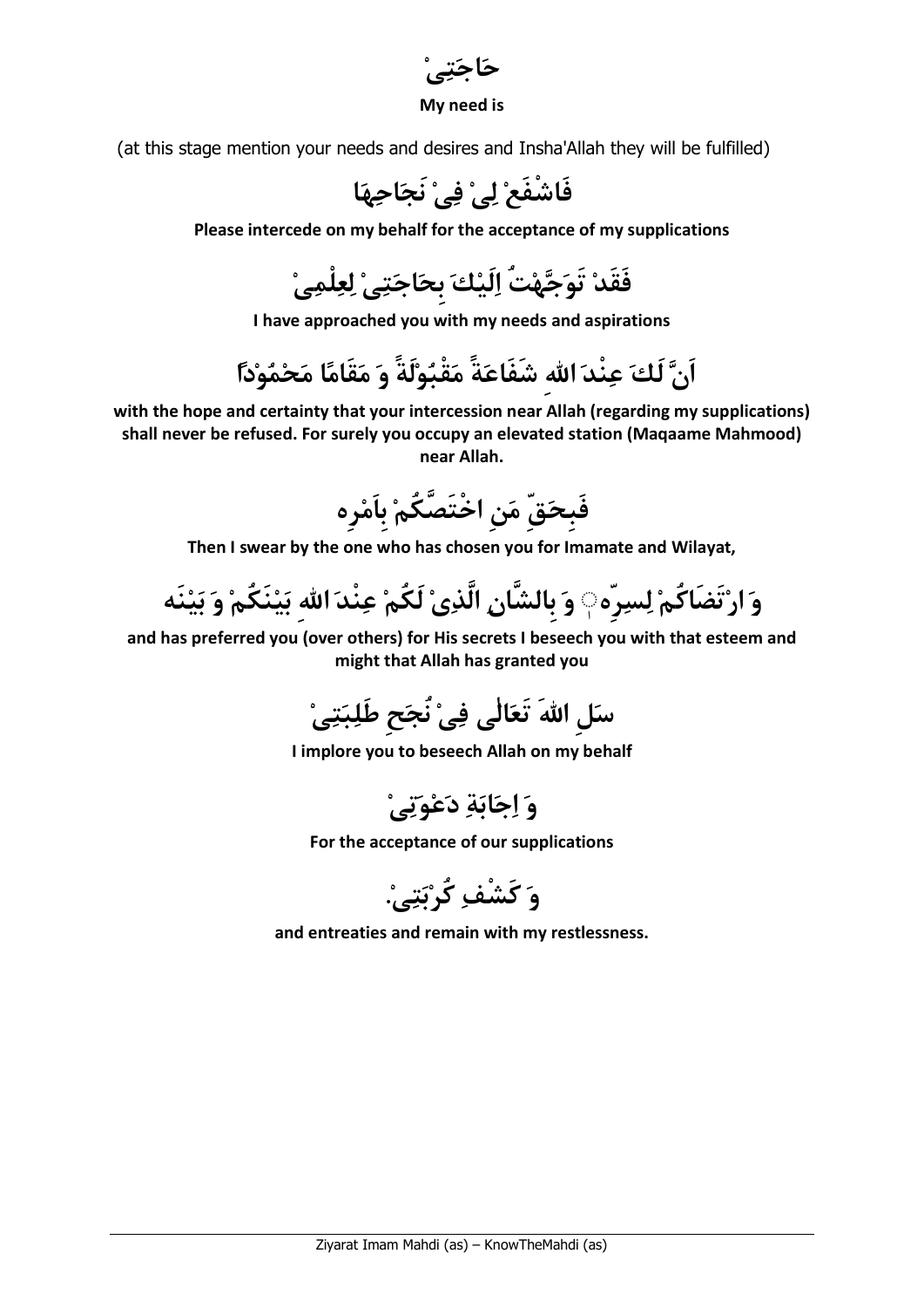**حَاجَتِيْ**

**My need is**

(at this stage mention your needs and desires and Insha'Allah they will be fulfilled)

**فَاشْفَعْ لِيْ فِيْ نَجَاحِهَا**

**Please intercede on my behalf for the acceptance of my supplications**

**فَقَدْ تَوَجَّهْتُ اِلَيْكَ بِحَاجَتِيْ لِعِلْمِيْ**

**I have approached you with my needs and aspirations**

**اَنَّ لَكَ عِنْدَ اللهِ شَفَاعَةً مَقْبُوْلَةً وَ مَقَامًا مَحْمُوْدًا**

**with the hope and certainty that your intercession near Allah (regarding my supplications) shall never be refused. For surely you occupy an elevated station (Maqaame Mahmood) near Allah.**

**فَبِحَقِّ مَنِ اخْتَصَّكُمْ بِاَمْرِه**

**Then I swear by the one who has chosen you for Imamate and Wilayat,**

**وَ ارْتَضَاكُمْ لِسِرِّهِ وَ بِالشَّانِ الَّذِيْ لَكُمْ عِنْدَ اللهِ بَيْنَكُمْ وَ بَيْنَه**

**and has preferred you (over others) for His secrets I beseech you with that esteem and might that Allah has granted you**

**سَلِ اللهَ تَعَالٰى فِيْ نُجَحِ طَلِبَتِيْ**

**I implore you to beseech Allah on my behalf**

**وَ اِجَابَةِ دَعْوَتِيْ**

**For the acceptance of our supplications**

**وَ كَشْفِ كُرْبَتِيْ.**

**and entreaties and remain with my restlessness.**